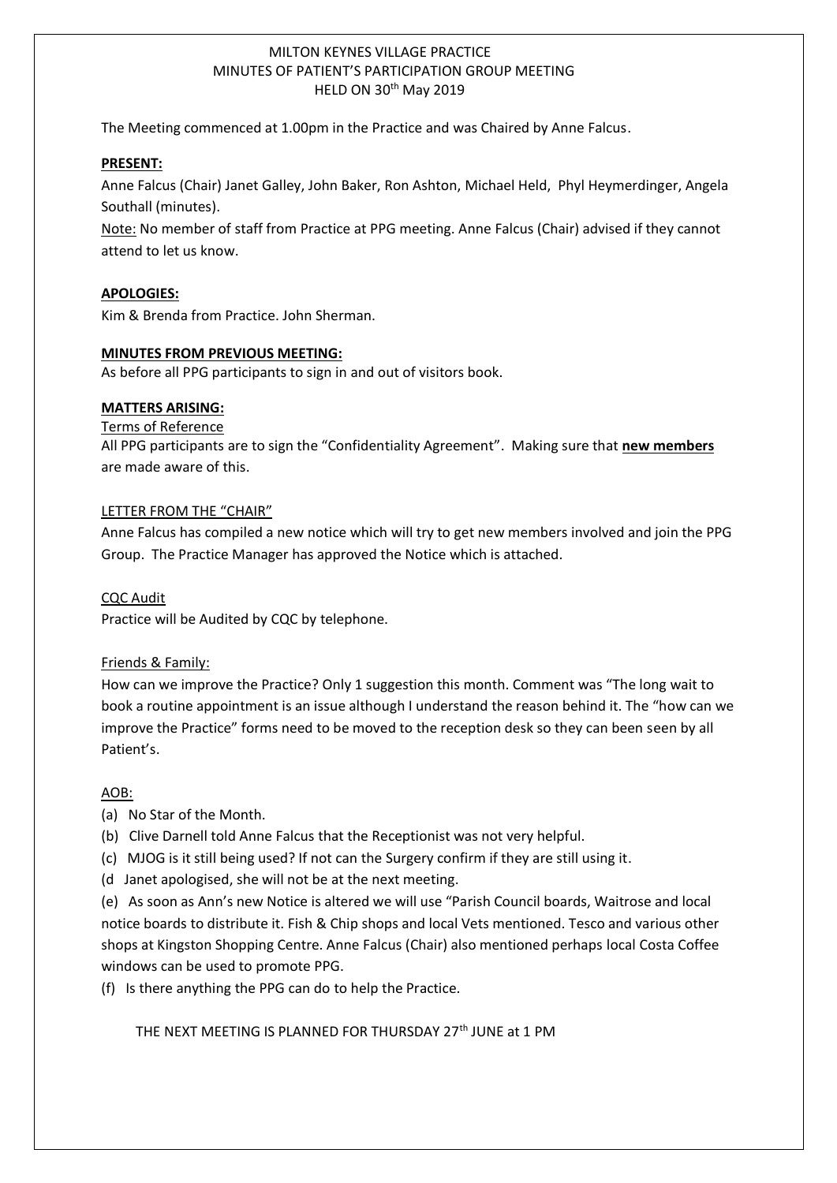# MILTON KEYNES VILLAGE PRACTICE
## MINUTES OF PATIENT'S PARTICIPATION GROUP MEETING
## HELD ON 30th May 2019

The Meeting commenced at 1.00pm in the Practice and was Chaired by Anne Falcus.

**PRESENT:**

Anne Falcus (Chair) Janet Galley, John Baker, Ron Ashton, Michael Held, Phyl Heymerdinger, Angela Southall (minutes).

Note: No member of staff from Practice at PPG meeting. Anne Falcus (Chair) advised if they cannot attend to let us know.

**APOLOGIES:**

Kim & Brenda from Practice. John Sherman.

**MINUTES FROM PREVIOUS MEETING:**

As before all PPG participants to sign in and out of visitors book.

**MATTERS ARISING:**

Terms of Reference

All PPG participants are to sign the "Confidentiality Agreement". Making sure that **new members** are made aware of this.

LETTER FROM THE "CHAIR"

Anne Falcus has compiled a new notice which will try to get new members involved and join the PPG Group. The Practice Manager has approved the Notice which is attached.

CQC Audit

Practice will be Audited by CQC by telephone.

Friends & Family:

How can we improve the Practice? Only 1 suggestion this month. Comment was "The long wait to book a routine appointment is an issue although I understand the reason behind it. The "how can we improve the Practice" forms need to be moved to the reception desk so they can been seen by all Patient's.

AOB:

(a) No Star of the Month.

(b) Clive Darnell told Anne Falcus that the Receptionist was not very helpful.

(c) MJOG is it still being used? If not can the Surgery confirm if they are still using it.

(d Janet apologised, she will not be at the next meeting.

(e) As soon as Ann's new Notice is altered we will use "Parish Council boards, Waitrose and local notice boards to distribute it. Fish & Chip shops and local Vets mentioned. Tesco and various other shops at Kingston Shopping Centre. Anne Falcus (Chair) also mentioned perhaps local Costa Coffee windows can be used to promote PPG.

(f) Is there anything the PPG can do to help the Practice.

THE NEXT MEETING IS PLANNED FOR THURSDAY 27th JUNE at 1 PM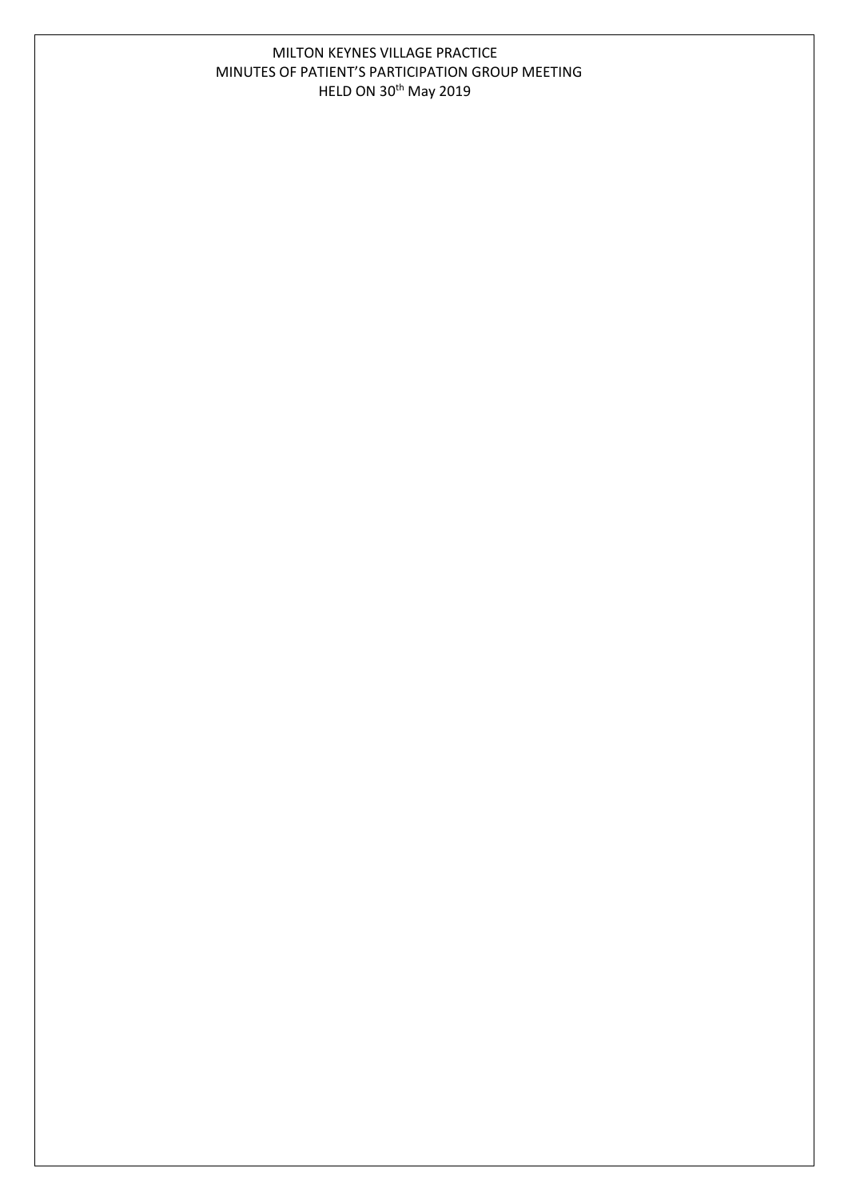MILTON KEYNES VILLAGE PRACTICE
MINUTES OF PATIENT'S PARTICIPATION GROUP MEETING
HELD ON 30th May 2019